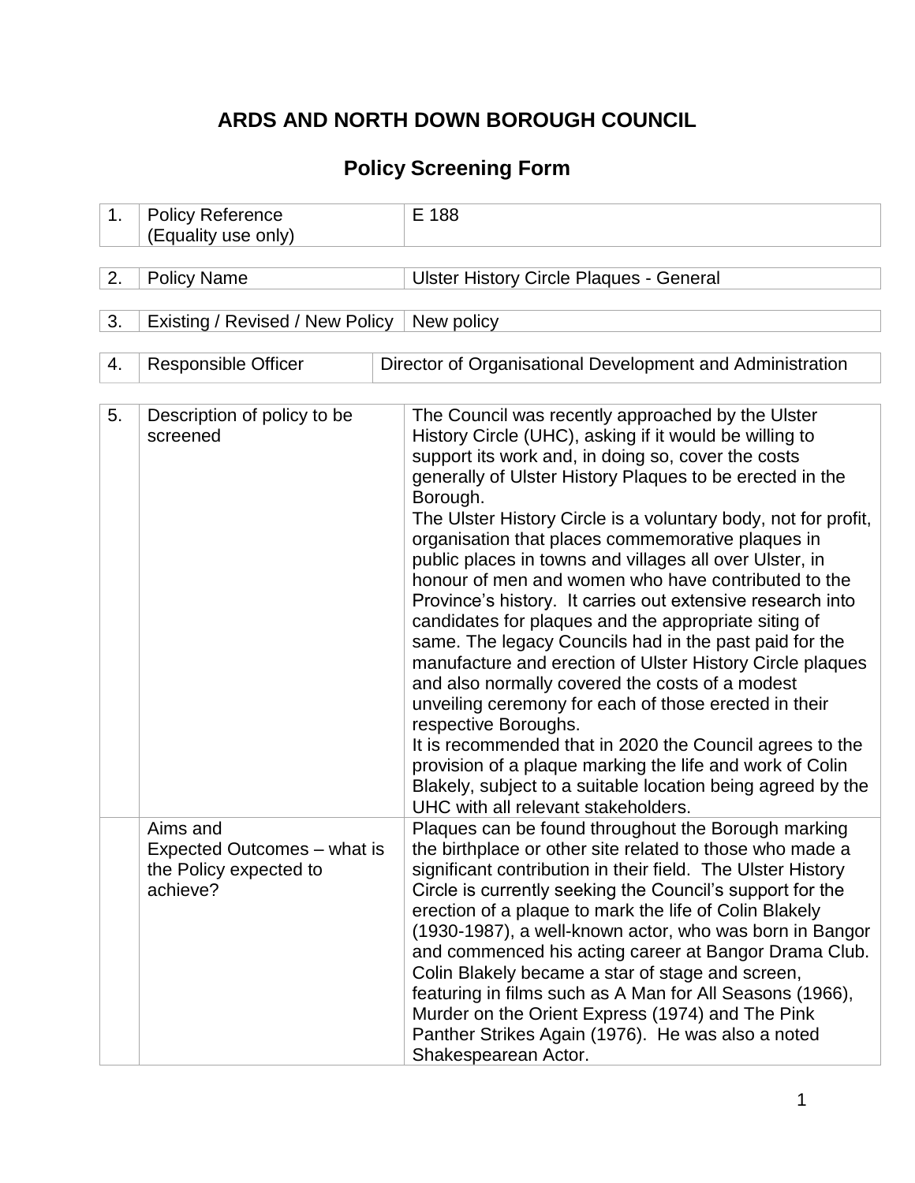# ARDS AND NORTH DOWN BOROUGH COUNCIL

## Policy Screening Form

| 1. | Policy Reference (Equality use only) | E 188 |
|---|---|---|

| 2. | Policy Name | Ulster History Circle Plaques - General |
|---|---|---|

| 3. | Existing / Revised / New Policy | New policy |
|---|---|---|

| 4. | Responsible Officer | Director of Organisational Development and Administration |
|---|---|---|

| 5. | Description of policy to be screened | The Council was recently approached by the Ulster History Circle (UHC), asking if it would be willing to support its work and, in doing so, cover the costs generally of Ulster History Plaques to be erected in the Borough.<br>The Ulster History Circle is a voluntary body, not for profit, organisation that places commemorative plaques in public places in towns and villages all over Ulster, in honour of men and women who have contributed to the Province's history. It carries out extensive research into candidates for plaques and the appropriate siting of same. The legacy Councils had in the past paid for the manufacture and erection of Ulster History Circle plaques and also normally covered the costs of a modest unveiling ceremony for each of those erected in their respective Boroughs.<br>It is recommended that in 2020 the Council agrees to the provision of a plaque marking the life and work of Colin Blakely, subject to a suitable location being agreed by the UHC with all relevant stakeholders. |
|---|---|---|
| | Aims and Expected Outcomes – what is the Policy expected to achieve? | Plaques can be found throughout the Borough marking the birthplace or other site related to those who made a significant contribution in their field. The Ulster History Circle is currently seeking the Council's support for the erection of a plaque to mark the life of Colin Blakely (1930-1987), a well-known actor, who was born in Bangor and commenced his acting career at Bangor Drama Club. Colin Blakely became a star of stage and screen, featuring in films such as A Man for All Seasons (1966), Murder on the Orient Express (1974) and The Pink Panther Strikes Again (1976). He was also a noted Shakespearean Actor. |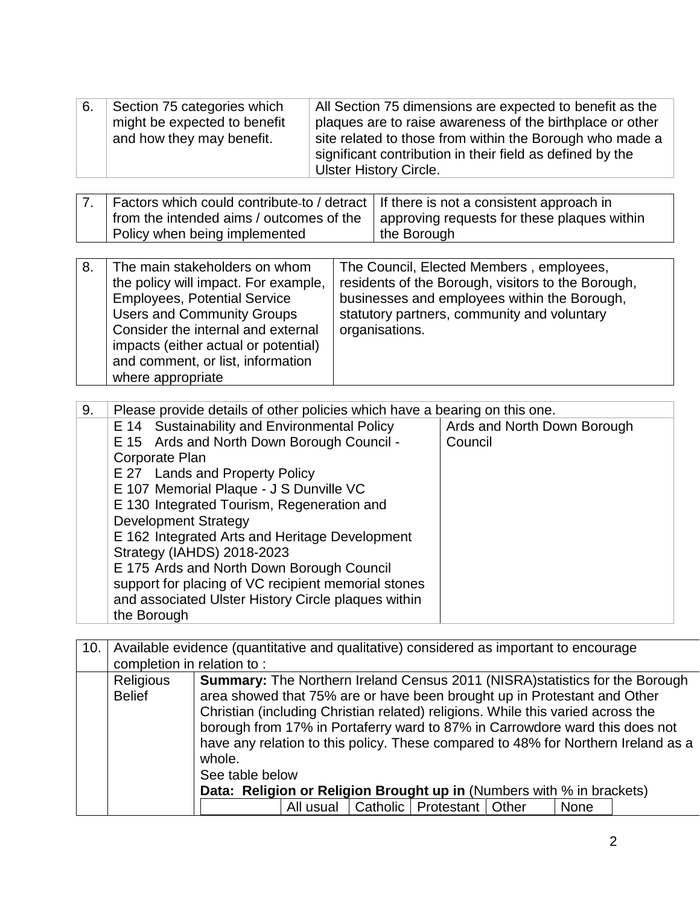| 6. | Section 75 categories which might be expected to benefit and how they may benefit. | All Section 75 dimensions are expected to benefit as the plaques are to raise awareness of the birthplace or other site related to those from within the Borough who made a significant contribution in their field as defined by the Ulster History Circle. |
|---|---|---|

| 7. | Factors which could contribute to / detract from the intended aims / outcomes of the Policy when being implemented | If there is not a consistent approach in approving requests for these plaques within the Borough |
|---|---|---|

| 8. | The main stakeholders on whom the policy will impact. For example, Employees, Potential Service Users and Community Groups Consider the internal and external impacts (either actual or potential) and comment, or list, information where appropriate | The Council, Elected Members , employees, residents of the Borough, visitors to the Borough, businesses and employees within the Borough, statutory partners, community and voluntary organisations. |
|---|---|---|

| 9. | Please provide details of other policies which have a bearing on this one. | |
|---|---|---|
| | E 14 Sustainability and Environmental Policy<br>E 15 Ards and North Down Borough Council - Corporate Plan<br>E 27 Lands and Property Policy<br>E 107 Memorial Plaque - J S Dunville VC<br>E 130 Integrated Tourism, Regeneration and Development Strategy<br>E 162 Integrated Arts and Heritage Development Strategy (IAHDS) 2018-2023<br>E 175 Ards and North Down Borough Council support for placing of VC recipient memorial stones and associated Ulster History Circle plaques within the Borough | Ards and North Down Borough Council |

| 10. | Available evidence (quantitative and qualitative) considered as important to encourage completion in relation to : | |
|---|---|---|
| | Religious Belief | **Summary:** The Northern Ireland Census 2011 (NISRA)statistics for the Borough area showed that 75% are or have been brought up in Protestant and Other Christian (including Christian related) religions. While this varied across the borough from 17% in Portaferry ward to 87% in Carrowdore ward this does not have any relation to this policy. These compared to 48% for Northern Ireland as a whole.<br>See table below<br>**Data: Religion or Religion Brought up in** (Numbers with % in brackets) |

| | All usual | Catholic | Protestant | Other | None |
|---|---|---|---|---|---|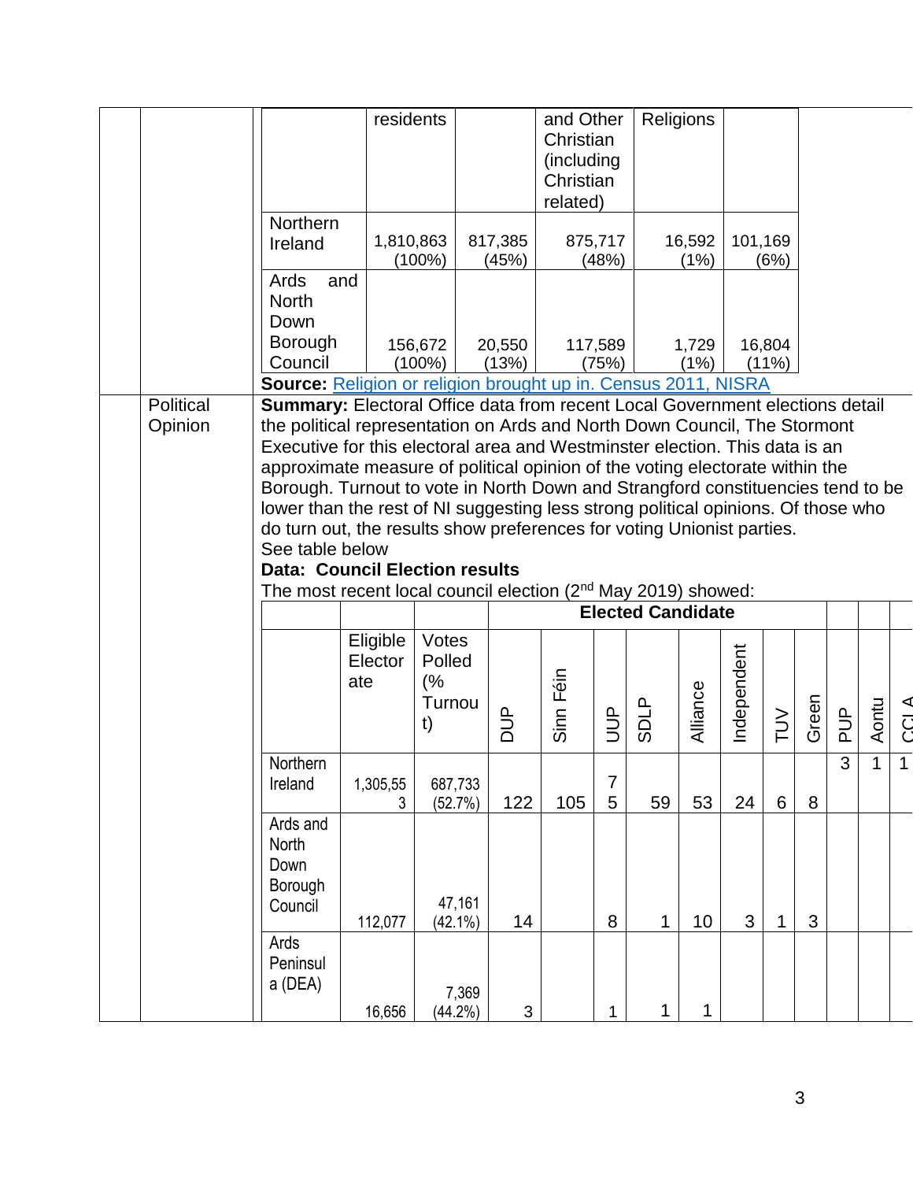| | residents | | and Other Christian (including Christian related) | Religions | |
|---|---|---|---|---|---|
| Northern Ireland | 1,810,863 (100%) | 817,385 (45%) | 875,717 (48%) | 16,592 (1%) | 101,169 (6%) |
| Ards and North Down Borough Council | 156,672 (100%) | 20,550 (13%) | 117,589 (75%) | 1,729 (1%) | 16,804 (11%) |

**Source:** Religion or religion brought up in. Census 2011, NISRA

**Political Opinion**

**Summary:** Electoral Office data from recent Local Government elections detail the political representation on Ards and North Down Council, The Stormont Executive for this electoral area and Westminster election. This data is an approximate measure of political opinion of the voting electorate within the Borough. Turnout to vote in North Down and Strangford constituencies tend to be lower than the rest of NI suggesting less strong political opinions. Of those who do turn out, the results show preferences for voting Unionist parties.

See table below

**Data: Council Election results**

The most recent local council election (2nd May 2019) showed:

| | | | Elected Candidate | | | | | | | | | | |
|---|---|---|---|---|---|---|---|---|---|---|---|---|---|
| | Eligible Electorate | Votes Polled (% Turnout) | DUP | Sinn Féin | UUP | SDLP | Alliance | Independent | TUV | Green | PUP | Aontu | CCLA |
| Northern Ireland | 1,305,553 | 687,733 (52.7%) | 122 | 105 | 75 | 59 | 53 | 24 | 6 | 8 | 3 | 1 | 1 |
| Ards and North Down Borough Council | 112,077 | 47,161 (42.1%) | 14 | | 8 | 1 | 10 | 3 | 1 | 3 | | | |
| Ards Peninsula (DEA) | 16,656 | 7,369 (44.2%) | 3 | | 1 | 1 | 1 | | | | | | |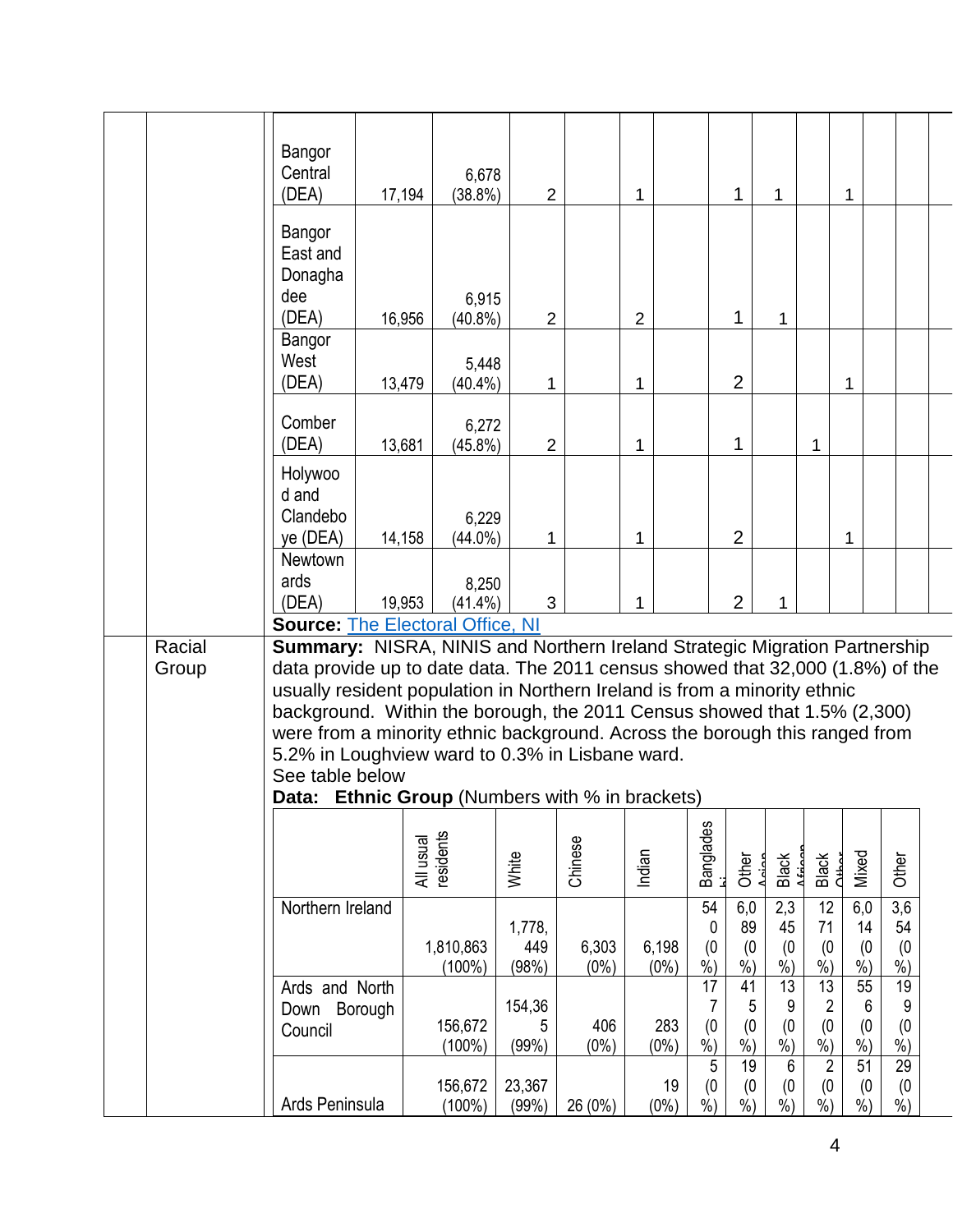| | | | | | | | | | | | | | | |
|---|---|---|---|---|---|---|---|---|---|---|---|---|---|---|
| Bangor Central (DEA) | 17,194 | 6,678 (38.8%) | 2 | | 1 | | 1 | 1 | | 1 | | | |
| Bangor East and Donaghadee (DEA) | 16,956 | 6,915 (40.8%) | 2 | | 2 | | 1 | 1 | | | | | |
| Bangor West (DEA) | 13,479 | 5,448 (40.4%) | 1 | | 1 | | 2 | | | 1 | | | |
| Comber (DEA) | 13,681 | 6,272 (45.8%) | 2 | | 1 | | 1 | | 1 | | | | |
| Holywood and Clandeboye (DEA) | 14,158 | 6,229 (44.0%) | 1 | | 1 | | 2 | | | 1 | | | |
| Newtownards (DEA) | 19,953 | 8,250 (41.4%) | 3 | | 1 | | 2 | 1 | | | | | |

**Source:** [The Electoral Office, NI]()

**Racial Group**

**Summary:** NISRA, NINIS and Northern Ireland Strategic Migration Partnership data provide up to date data. The 2011 census showed that 32,000 (1.8%) of the usually resident population in Northern Ireland is from a minority ethnic background. Within the borough, the 2011 Census showed that 1.5% (2,300) were from a minority ethnic background. Across the borough this ranged from 5.2% in Loughview ward to 0.3% in Lisbane ward.

See table below

**Data: Ethnic Group** (Numbers with % in brackets)

| | All usual residents | White | Chinese | Indian | Bangladeshi | Other Asian | Black African | Black Other | Mixed | Other |
|---|---|---|---|---|---|---|---|---|---|---|
| Northern Ireland | 1,810,863 (100%) | 1,778,449 (98%) | 6,303 (0%) | 6,198 (0%) | 540 (0%) | 6,089 (0%) | 2,345 (0%) | 1271 (0%) | 6,014 (0%) | 3,654 (0%) |
| Ards and North Down Borough Council | 156,672 (100%) | 154,365 (99%) | 406 (0%) | 283 (0%) | 177 (0%) | 415 (0%) | 139 (0%) | 132 (0%) | 556 (0%) | 199 (0%) |
| Ards Peninsula | 156,672 (100%) | 23,367 (99%) | 26 (0%) | 19 (0%) | 5 (0%) | 19 (0%) | 6 (0%) | 2 (0%) | 51 (0%) | 29 (0%) |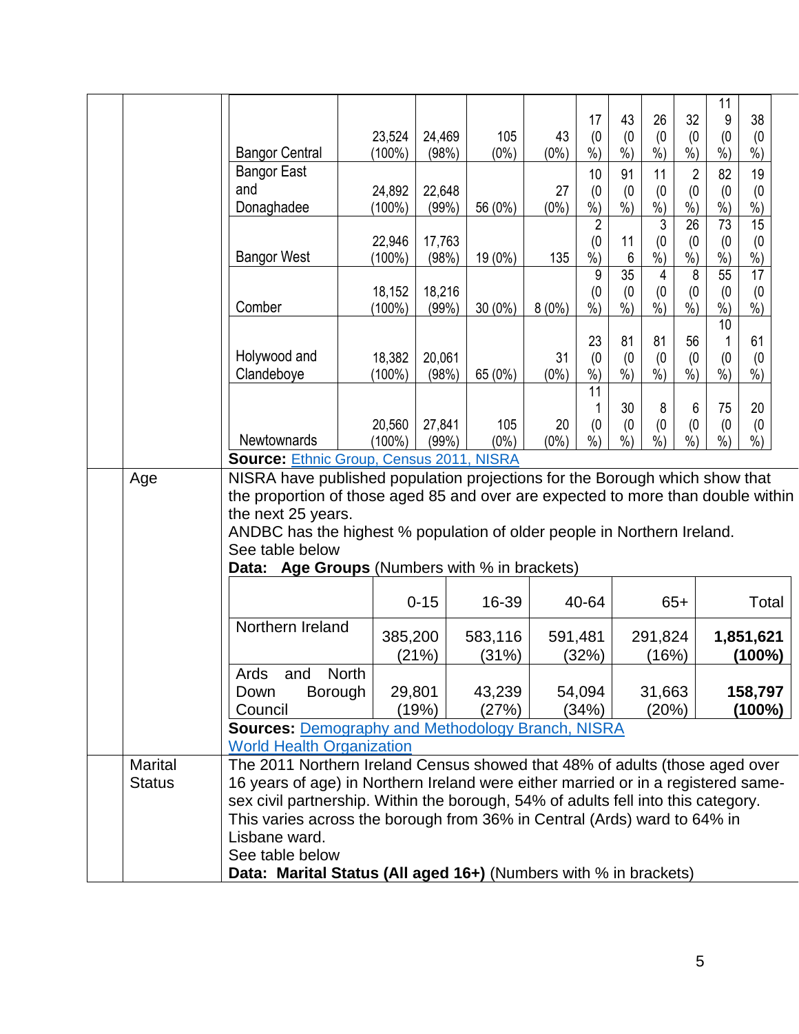| | | | | | | | | | | |
|---|---|---|---|---|---|---|---|---|---|---|
| Bangor Central | 23,524 (100%) | 24,469 (98%) | 105 (0%) | 43 (0%) | 17 (0%) | 43 (0%) | 26 (0%) | 32 (0%) | 119 (0%) | 38 (0%) |
| Bangor East and Donaghadee | 24,892 (100%) | 22,648 (99%) | 56 (0%) | 27 (0%) | 10 (0%) | 91 (0%) | 11 (0%) | 2 (0%) | 82 (0%) | 19 (0%) |
| Bangor West | 22,946 (100%) | 17,763 (98%) | 19 (0%) | 135 | 2 (0%) | 116 | 3 (0%) | 26 (0%) | 73 (0%) | 15 (0%) |
| Comber | 18,152 (100%) | 18,216 (99%) | 30 (0%) | 8 (0%) | 9 (0%) | 35 (0%) | 4 (0%) | 8 (0%) | 55 (0%) | 17 (0%) |
| Holywood and Clandeboye | 18,382 (100%) | 20,061 (98%) | 65 (0%) | 31 (0%) | 23 (0%) | 81 (0%) | 81 (0%) | 56 (0%) | 101 (0%) | 61 (0%) |
| Newtownards | 20,560 (100%) | 27,841 (99%) | 105 (0%) | 20 (0%) | 111 (0%) | 30 (0%) | 8 (0%) | 6 (0%) | 75 (0%) | 20 (0%) |

**Source:** Ethnic Group, Census 2011, NISRA

**Age**

NISRA have published population projections for the Borough which show that the proportion of those aged 85 and over are expected to more than double within the next 25 years.
ANDBC has the highest % population of older people in Northern Ireland.
See table below

**Data: Age Groups** (Numbers with % in brackets)

| | 0-15 | 16-39 | 40-64 | 65+ | Total |
|---|---|---|---|---|---|
| Northern Ireland | 385,200 (21%) | 583,116 (31%) | 591,481 (32%) | 291,824 (16%) | **1,851,621 (100%)** |
| Ards and North Down Borough Council | 29,801 (19%) | 43,239 (27%) | 54,094 (34%) | 31,663 (20%) | **158,797 (100%)** |

**Sources:** Demography and Methodology Branch, NISRA
World Health Organization

**Marital Status**

The 2011 Northern Ireland Census showed that 48% of adults (those aged over 16 years of age) in Northern Ireland were either married or in a registered same-sex civil partnership. Within the borough, 54% of adults fell into this category. This varies across the borough from 36% in Central (Ards) ward to 64% in Lisbane ward.
See table below

**Data: Marital Status (All aged 16+)** (Numbers with % in brackets)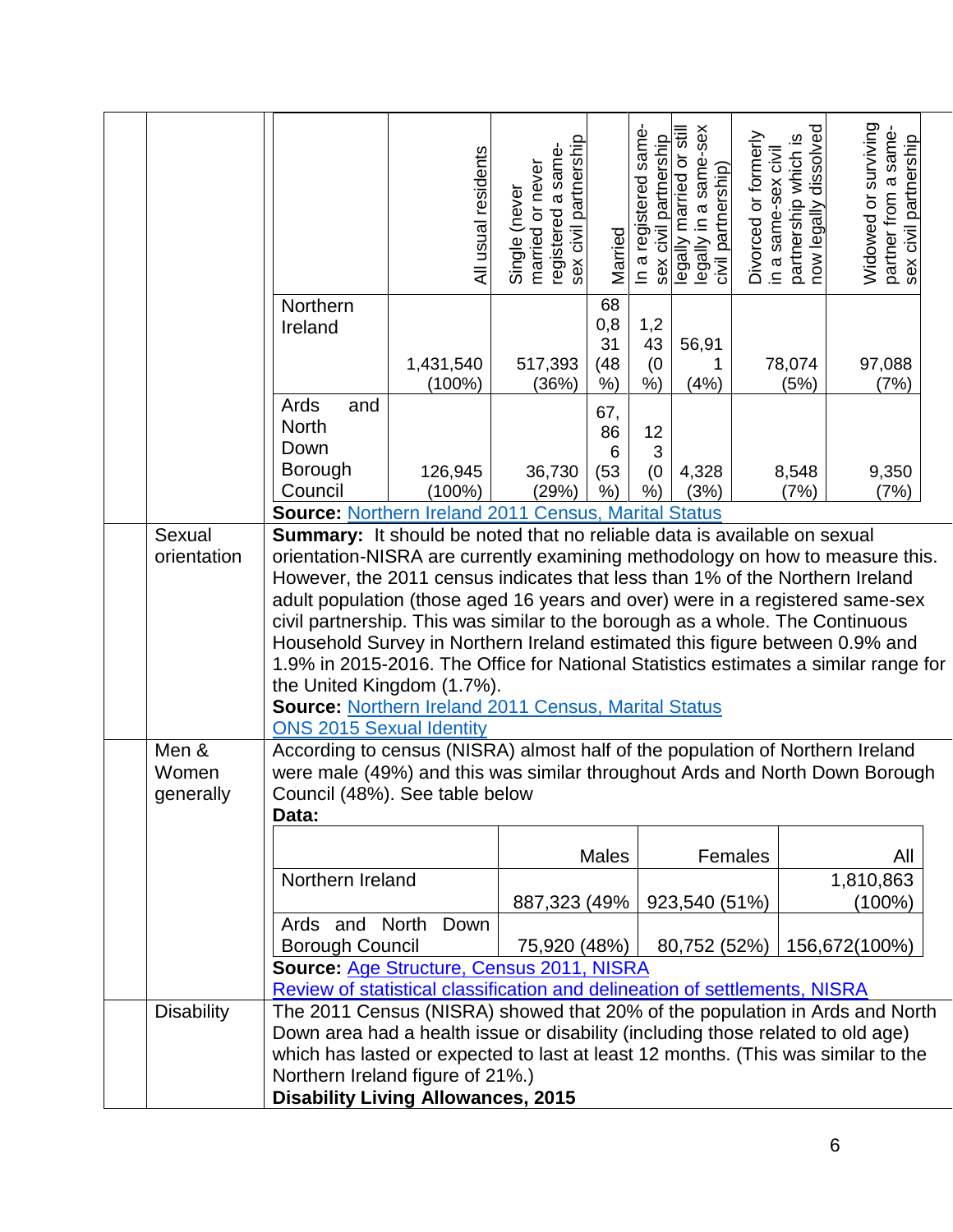| | All usual residents | Single (never married or never registered a same-sex civil partnership | Married | In a registered same-sex civil partnership | legally married or still legally in a same-sex civil partnership) | Divorced or formerly in a same-sex civil partnership which is now legally dissolved | Widowed or surviving partner from a same-sex civil partnership |
|---|---|---|---|---|---|---|---|
| Northern Ireland | 1,431,540 (100%) | 517,393 (36%) | 680,831 (48%) | 1,243 (0%) | 56,911 (4%) | 78,074 (5%) | 97,088 (7%) |
| Ards and North Down Borough Council | 126,945 (100%) | 36,730 (29%) | 67,866 (53%) | 123 (0%) | 4,328 (3%) | 8,548 (7%) | 9,350 (7%) |

**Source:** Northern Ireland 2011 Census, Marital Status

**Sexual orientation**

**Summary:** It should be noted that no reliable data is available on sexual orientation-NISRA are currently examining methodology on how to measure this. However, the 2011 census indicates that less than 1% of the Northern Ireland adult population (those aged 16 years and over) were in a registered same-sex civil partnership. This was similar to the borough as a whole. The Continuous Household Survey in Northern Ireland estimated this figure between 0.9% and 1.9% in 2015-2016. The Office for National Statistics estimates a similar range for the United Kingdom (1.7%).

**Source:** Northern Ireland 2011 Census, Marital Status
ONS 2015 Sexual Identity

**Men & Women generally**

According to census (NISRA) almost half of the population of Northern Ireland were male (49%) and this was similar throughout Ards and North Down Borough Council (48%). See table below

**Data:**

| | Males | Females | All |
|---|---|---|---|
| Northern Ireland | 887,323 (49% | 923,540 (51%) | 1,810,863 (100%) |
| Ards and North Down Borough Council | 75,920 (48%) | 80,752 (52%) | 156,672(100%) |

**Source:** Age Structure, Census 2011, NISRA
Review of statistical classification and delineation of settlements, NISRA

**Disability**

The 2011 Census (NISRA) showed that 20% of the population in Ards and North Down area had a health issue or disability (including those related to old age) which has lasted or expected to last at least 12 months. (This was similar to the Northern Ireland figure of 21%.)

**Disability Living Allowances, 2015**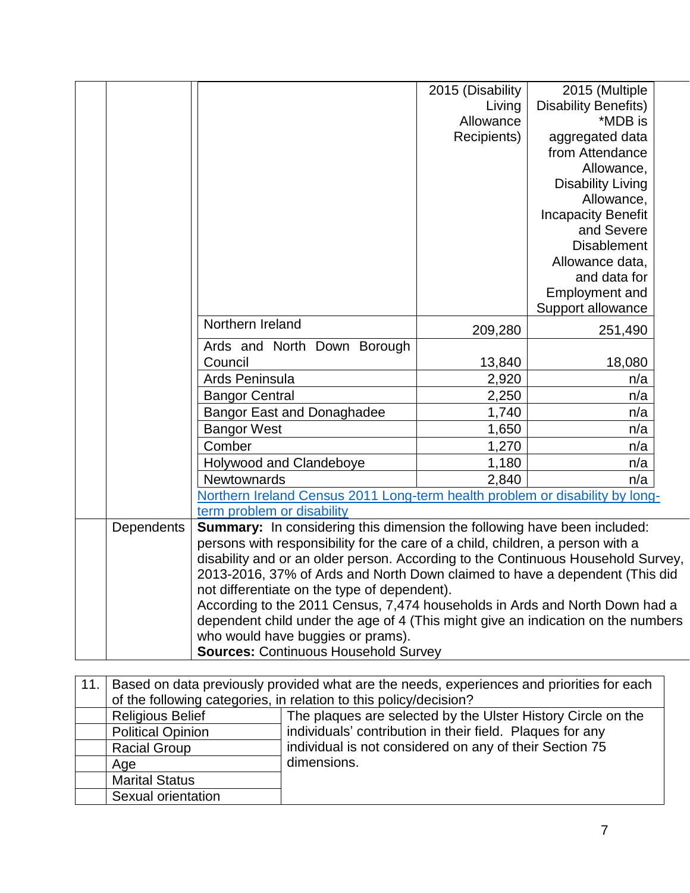| | 2015 (Disability Living Allowance Recipients) | 2015 (Multiple Disability Benefits) *MDB is aggregated data from Attendance Allowance, Disability Living Allowance, Incapacity Benefit and Severe Disablement Allowance data, and data for Employment and Support allowance |
|---|---|---|
| Northern Ireland | 209,280 | 251,490 |
| Ards and North Down Borough Council | 13,840 | 18,080 |
| Ards Peninsula | 2,920 | n/a |
| Bangor Central | 2,250 | n/a |
| Bangor East and Donaghadee | 1,740 | n/a |
| Bangor West | 1,650 | n/a |
| Comber | 1,270 | n/a |
| Holywood and Clandeboye | 1,180 | n/a |
| Newtownards | 2,840 | n/a |

Northern Ireland Census 2011 Long-term health problem or disability by long-term problem or disability

**Dependents**

**Summary:** In considering this dimension the following have been included: persons with responsibility for the care of a child, children, a person with a disability and or an older person. According to the Continuous Household Survey, 2013-2016, 37% of Ards and North Down claimed to have a dependent (This did not differentiate on the type of dependent).
According to the 2011 Census, 7,474 households in Ards and North Down had a dependent child under the age of 4 (This might give an indication on the numbers who would have buggies or prams).
**Sources:** Continuous Household Survey

| 11. | Based on data previously provided what are the needs, experiences and priorities for each of the following categories, in relation to this policy/decision? | |
|---|---|---|
| | Religious Belief | The plaques are selected by the Ulster History Circle on the individuals' contribution in their field. Plaques for any individual is not considered on any of their Section 75 dimensions. |
| | Political Opinion | |
| | Racial Group | |
| | Age | |
| | Marital Status | |
| | Sexual orientation | |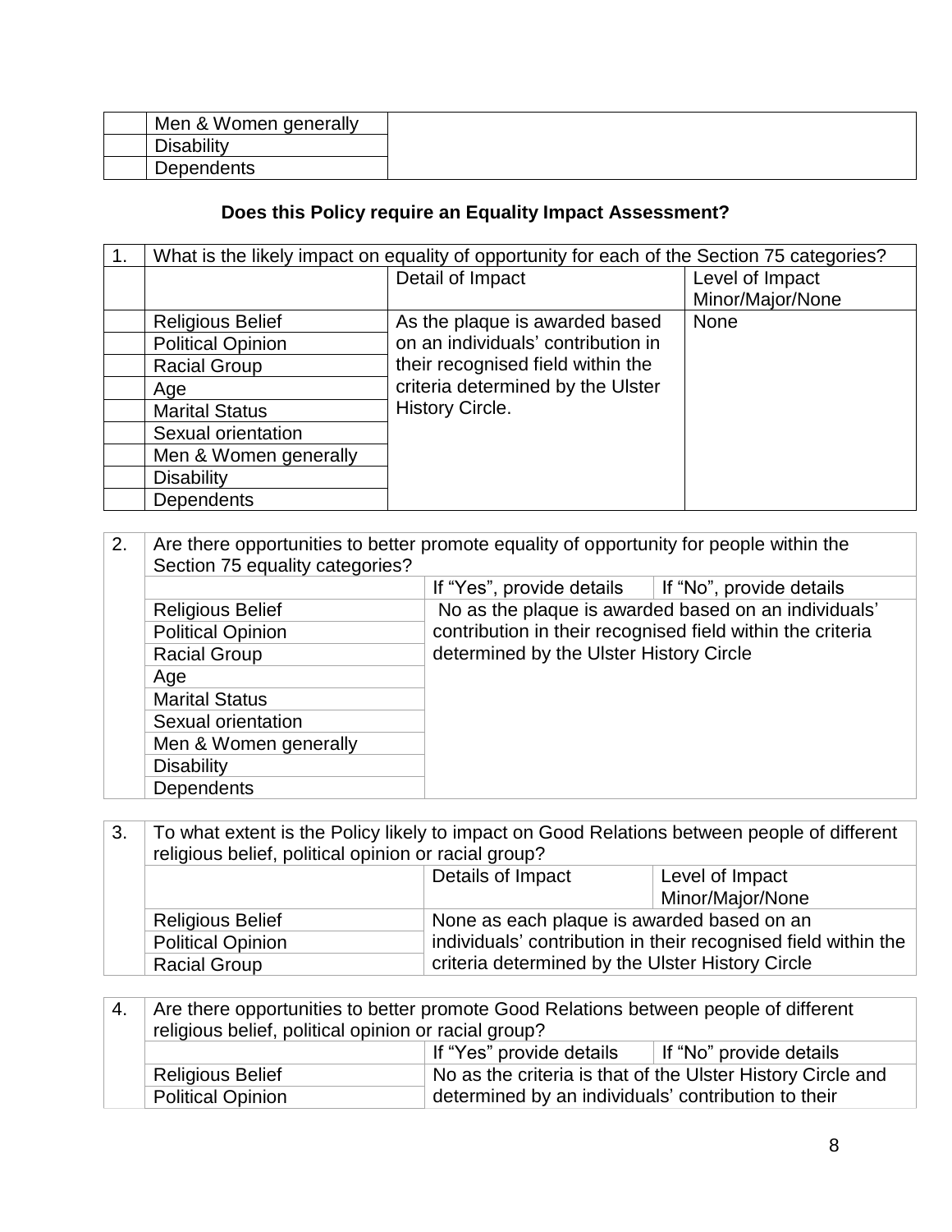| | | |
|---|---|---|
| | Men & Women generally | |
| | Disability | |
| | Dependents | |

**Does this Policy require an Equality Impact Assessment?**

| 1. | What is the likely impact on equality of opportunity for each of the Section 75 categories? | | |
|---|---|---|---|
| | | Detail of Impact | Level of Impact Minor/Major/None |
| | Religious Belief | As the plaque is awarded based on an individuals' contribution in their recognised field within the criteria determined by the Ulster History Circle. | None |
| | Political Opinion | | |
| | Racial Group | | |
| | Age | | |
| | Marital Status | | |
| | Sexual orientation | | |
| | Men & Women generally | | |
| | Disability | | |
| | Dependents | | |

| 2. | Are there opportunities to better promote equality of opportunity for people within the Section 75 equality categories? | | |
|---|---|---|---|
| | | If "Yes", provide details | If "No", provide details |
| | Religious Belief | No as the plaque is awarded based on an individuals' contribution in their recognised field within the criteria determined by the Ulster History Circle | |
| | Political Opinion | | |
| | Racial Group | | |
| | Age | | |
| | Marital Status | | |
| | Sexual orientation | | |
| | Men & Women generally | | |
| | Disability | | |
| | Dependents | | |

| 3. | To what extent is the Policy likely to impact on Good Relations between people of different religious belief, political opinion or racial group? | | |
|---|---|---|---|
| | | Details of Impact | Level of Impact Minor/Major/None |
| | Religious Belief | None as each plaque is awarded based on an individuals' contribution in their recognised field within the criteria determined by the Ulster History Circle | |
| | Political Opinion | | |
| | Racial Group | | |

| 4. | Are there opportunities to better promote Good Relations between people of different religious belief, political opinion or racial group? | | |
|---|---|---|---|
| | | If "Yes" provide details | If "No" provide details |
| | Religious Belief | No as the criteria is that of the Ulster History Circle and determined by an individuals' contribution to their | |
| | Political Opinion | | |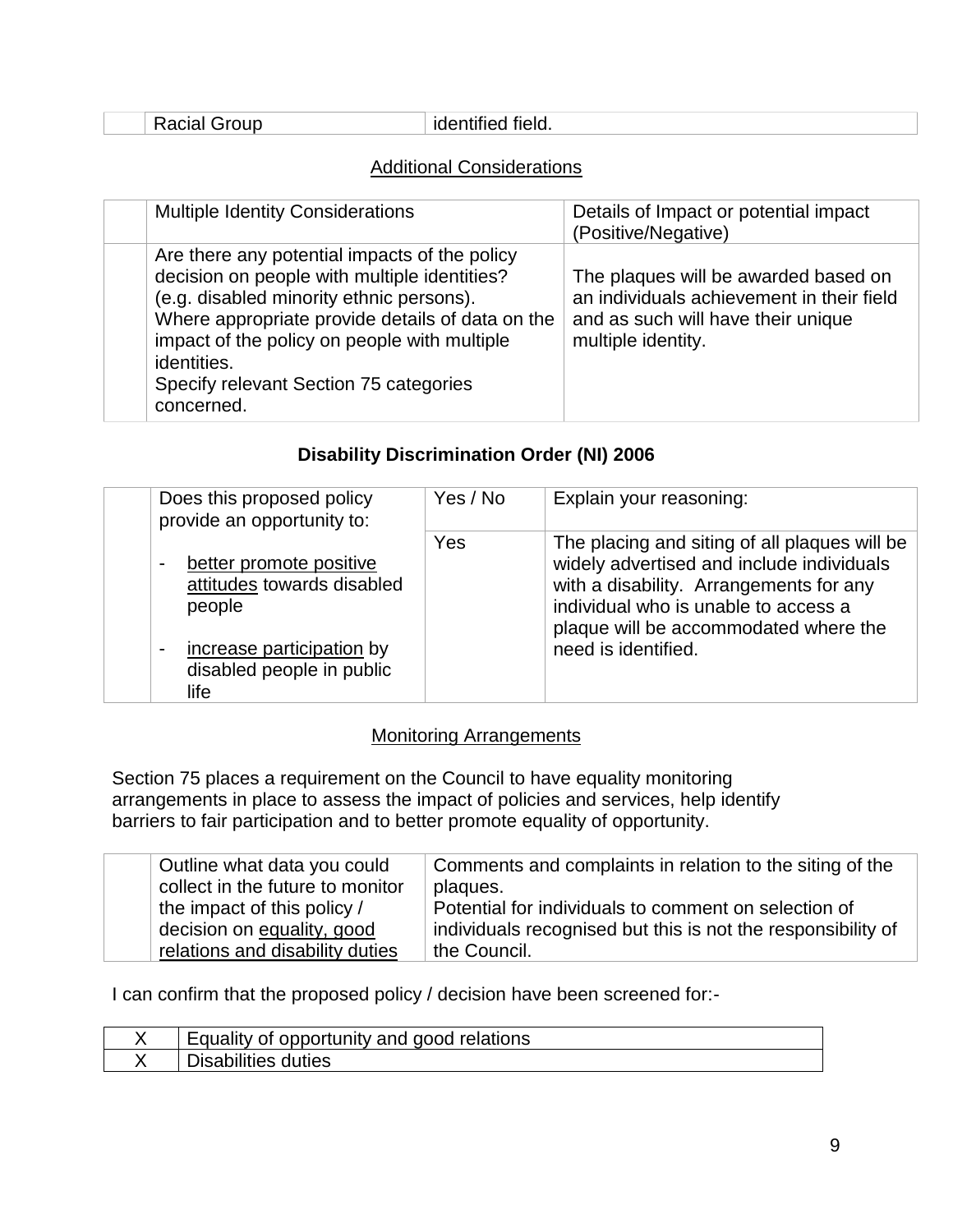|  | Racial Group | identified field. |
|---|---|---|

## Additional Considerations

|  | Multiple Identity Considerations | Details of Impact or potential impact (Positive/Negative) |
|---|---|---|
|  | Are there any potential impacts of the policy decision on people with multiple identities? (e.g. disabled minority ethnic persons). Where appropriate provide details of data on the impact of the policy on people with multiple identities. Specify relevant Section 75 categories concerned. | The plaques will be awarded based on an individuals achievement in their field and as such will have their unique multiple identity. |

## Disability Discrimination Order (NI) 2006

|  | Does this proposed policy provide an opportunity to: | Yes / No | Explain your reasoning: |
|---|---|---|---|
|  | - better promote positive attitudes towards disabled people<br>- increase participation by disabled people in public life | Yes | The placing and siting of all plaques will be widely advertised and include individuals with a disability. Arrangements for any individual who is unable to access a plaque will be accommodated where the need is identified. |

## Monitoring Arrangements

Section 75 places a requirement on the Council to have equality monitoring arrangements in place to assess the impact of policies and services, help identify barriers to fair participation and to better promote equality of opportunity.

|  | Outline what data you could collect in the future to monitor the impact of this policy / decision on equality, good relations and disability duties | Comments and complaints in relation to the siting of the plaques.<br>Potential for individuals to comment on selection of individuals recognised but this is not the responsibility of the Council. |
|---|---|---|

I can confirm that the proposed policy / decision have been screened for:-

| X | Equality of opportunity and good relations |
|---|---|
| X | Disabilities duties |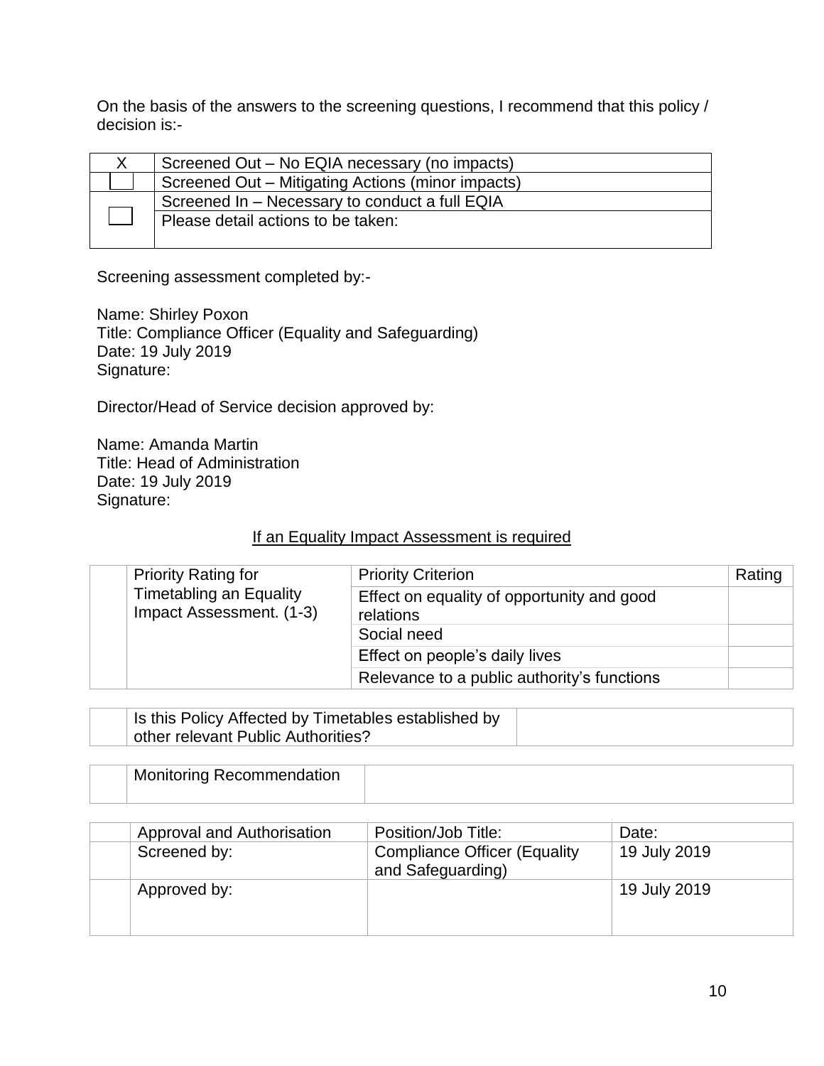On the basis of the answers to the screening questions, I recommend that this policy / decision is:-

| | |
|---|---|
| X | Screened Out – No EQIA necessary (no impacts) |
| | Screened Out – Mitigating Actions (minor impacts) |
| | Screened In – Necessary to conduct a full EQIA |
| | Please detail actions to be taken: |

Screening assessment completed by:-

Name: Shirley Poxon
Title: Compliance Officer (Equality and Safeguarding)
Date: 19 July 2019
Signature:

Director/Head of Service decision approved by:

Name: Amanda Martin
Title: Head of Administration
Date: 19 July 2019
Signature:

<u>If an Equality Impact Assessment is required</u>

| | | | |
|---|---|---|---|
| | Priority Rating for Timetabling an Equality Impact Assessment. (1-3) | Priority Criterion | Rating |
| | | Effect on equality of opportunity and good relations | |
| | | Social need | |
| | | Effect on people's daily lives | |
| | | Relevance to a public authority's functions | |

| | | |
|---|---|---|
| | Is this Policy Affected by Timetables established by other relevant Public Authorities? | |

| | | |
|---|---|---|
| | Monitoring Recommendation | |

| | | | |
|---|---|---|---|
| | Approval and Authorisation | Position/Job Title: | Date: |
| | Screened by: | Compliance Officer (Equality and Safeguarding) | 19 July 2019 |
| | Approved by: | | 19 July 2019 |